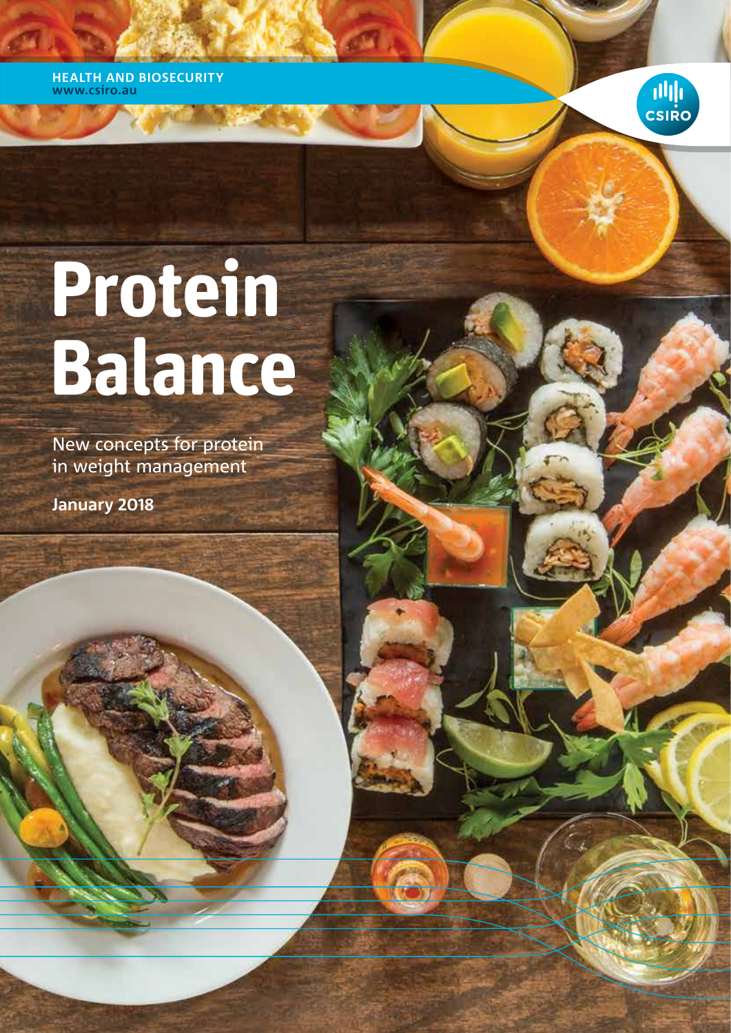HEALTH AND BIOSECURITY
www.csiro.au

CSIRO

# Protein Balance

New concepts for protein in weight management

**January 2018**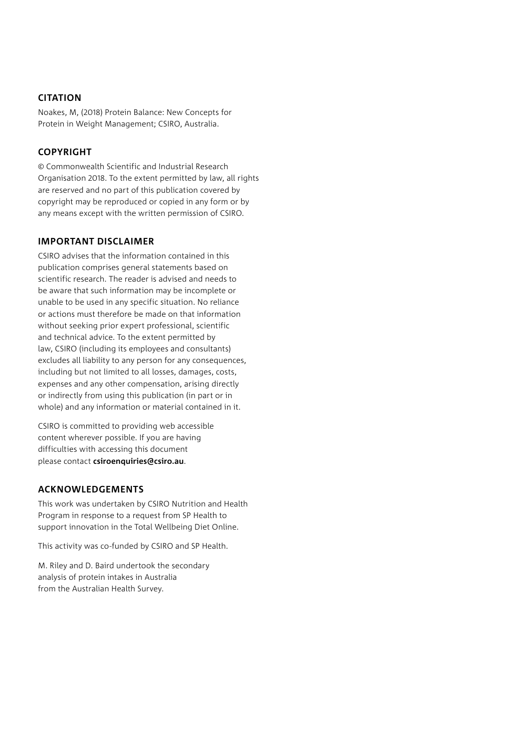## CITATION

Noakes, M, (2018) Protein Balance: New Concepts for Protein in Weight Management; CSIRO, Australia.

## COPYRIGHT

© Commonwealth Scientific and Industrial Research Organisation 2018. To the extent permitted by law, all rights are reserved and no part of this publication covered by copyright may be reproduced or copied in any form or by any means except with the written permission of CSIRO.

## IMPORTANT DISCLAIMER

CSIRO advises that the information contained in this publication comprises general statements based on scientific research. The reader is advised and needs to be aware that such information may be incomplete or unable to be used in any specific situation. No reliance or actions must therefore be made on that information without seeking prior expert professional, scientific and technical advice. To the extent permitted by law, CSIRO (including its employees and consultants) excludes all liability to any person for any consequences, including but not limited to all losses, damages, costs, expenses and any other compensation, arising directly or indirectly from using this publication (in part or in whole) and any information or material contained in it.

CSIRO is committed to providing web accessible content wherever possible. If you are having difficulties with accessing this document please contact **csiroenquiries@csiro.au**.

## ACKNOWLEDGEMENTS

This work was undertaken by CSIRO Nutrition and Health Program in response to a request from SP Health to support innovation in the Total Wellbeing Diet Online.

This activity was co-funded by CSIRO and SP Health.

M. Riley and D. Baird undertook the secondary analysis of protein intakes in Australia from the Australian Health Survey.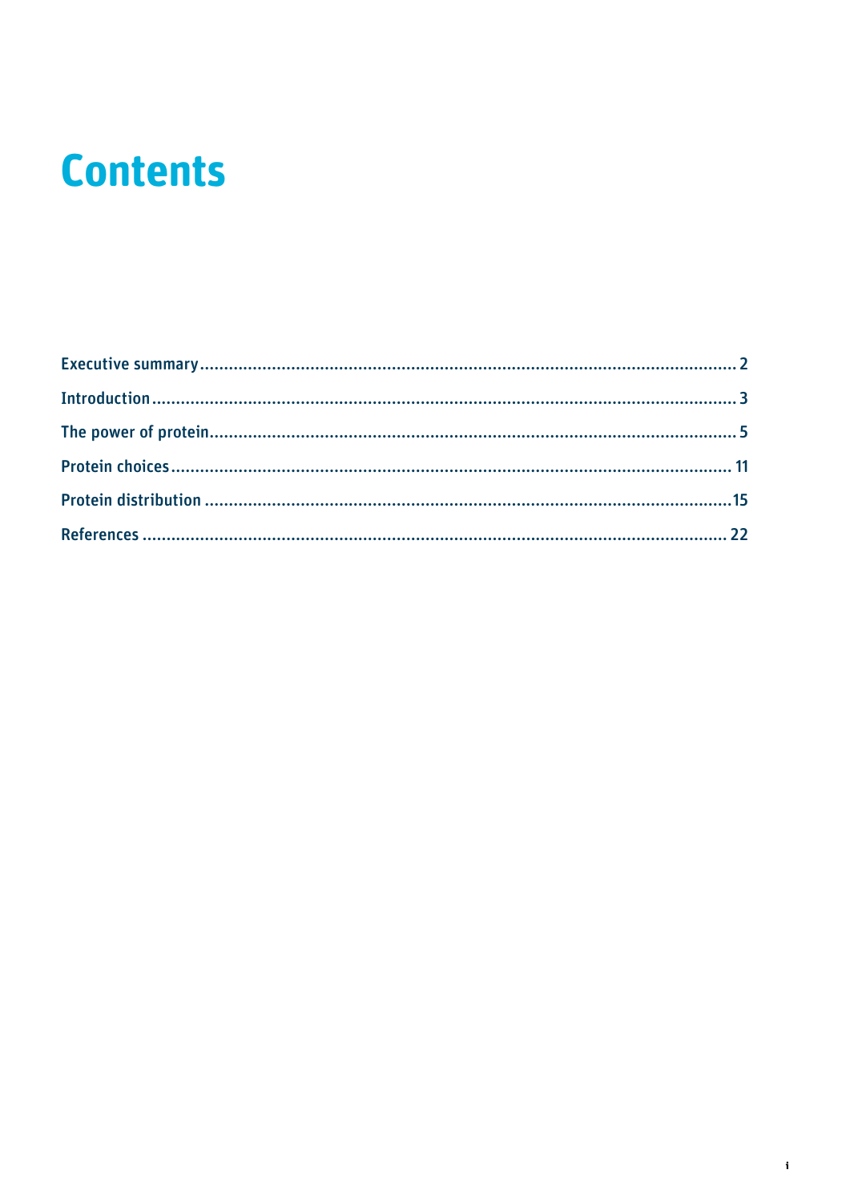# Contents

- Executive summary ... 2
- Introduction ... 3
- The power of protein ... 5
- Protein choices ... 11
- Protein distribution ... 15
- References ... 22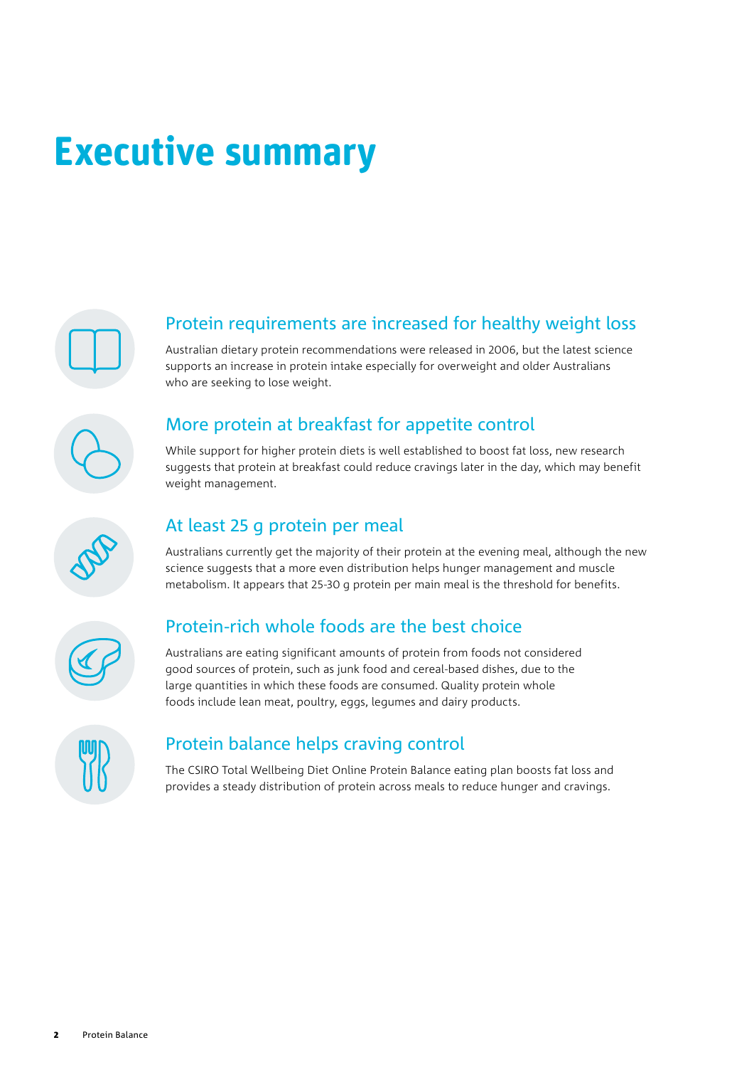# Executive summary

## Protein requirements are increased for healthy weight loss

Australian dietary protein recommendations were released in 2006, but the latest science supports an increase in protein intake especially for overweight and older Australians who are seeking to lose weight.

## More protein at breakfast for appetite control

While support for higher protein diets is well established to boost fat loss, new research suggests that protein at breakfast could reduce cravings later in the day, which may benefit weight management.

## At least 25 g protein per meal

Australians currently get the majority of their protein at the evening meal, although the new science suggests that a more even distribution helps hunger management and muscle metabolism. It appears that 25-30 g protein per main meal is the threshold for benefits.

## Protein-rich whole foods are the best choice

Australians are eating significant amounts of protein from foods not considered good sources of protein, such as junk food and cereal-based dishes, due to the large quantities in which these foods are consumed. Quality protein whole foods include lean meat, poultry, eggs, legumes and dairy products.

## Protein balance helps craving control

The CSIRO Total Wellbeing Diet Online Protein Balance eating plan boosts fat loss and provides a steady distribution of protein across meals to reduce hunger and cravings.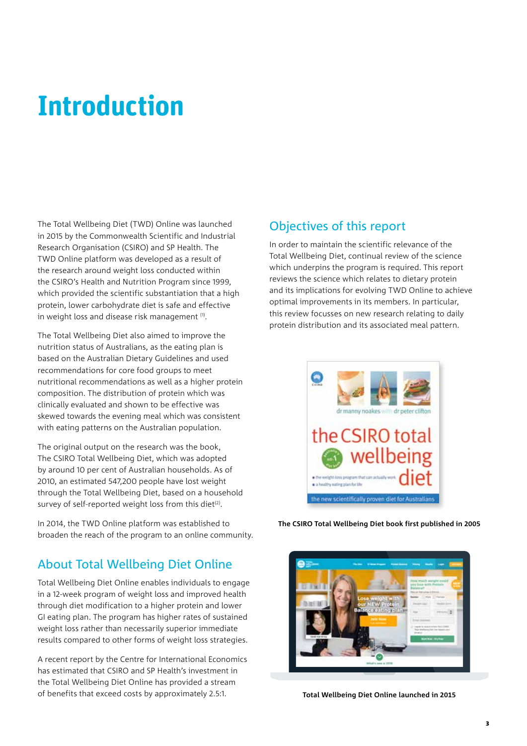# Introduction

The Total Wellbeing Diet (TWD) Online was launched in 2015 by the Commonwealth Scientific and Industrial Research Organisation (CSIRO) and SP Health. The TWD Online platform was developed as a result of the research around weight loss conducted within the CSIRO's Health and Nutrition Program since 1999, which provided the scientific substantiation that a high protein, lower carbohydrate diet is safe and effective in weight loss and disease risk management [1].

The Total Wellbeing Diet also aimed to improve the nutrition status of Australians, as the eating plan is based on the Australian Dietary Guidelines and used recommendations for core food groups to meet nutritional recommendations as well as a higher protein composition. The distribution of protein which was clinically evaluated and shown to be effective was skewed towards the evening meal which was consistent with eating patterns on the Australian population.

The original output on the research was the book, The CSIRO Total Wellbeing Diet, which was adopted by around 10 per cent of Australian households. As of 2010, an estimated 547,200 people have lost weight through the Total Wellbeing Diet, based on a household survey of self-reported weight loss from this diet[2].

In 2014, the TWD Online platform was established to broaden the reach of the program to an online community.

## About Total Wellbeing Diet Online

Total Wellbeing Diet Online enables individuals to engage in a 12-week program of weight loss and improved health through diet modification to a higher protein and lower GI eating plan. The program has higher rates of sustained weight loss rather than necessarily superior immediate results compared to other forms of weight loss strategies.

A recent report by the Centre for International Economics has estimated that CSIRO and SP Health's investment in the Total Wellbeing Diet Online has provided a stream of benefits that exceed costs by approximately 2.5:1.

## Objectives of this report

In order to maintain the scientific relevance of the Total Wellbeing Diet, continual review of the science which underpins the program is required. This report reviews the science which relates to dietary protein and its implications for evolving TWD Online to achieve optimal improvements in its members. In particular, this review focusses on new research relating to daily protein distribution and its associated meal pattern.

**The CSIRO Total Wellbeing Diet book first published in 2005**

**Total Wellbeing Diet Online launched in 2015**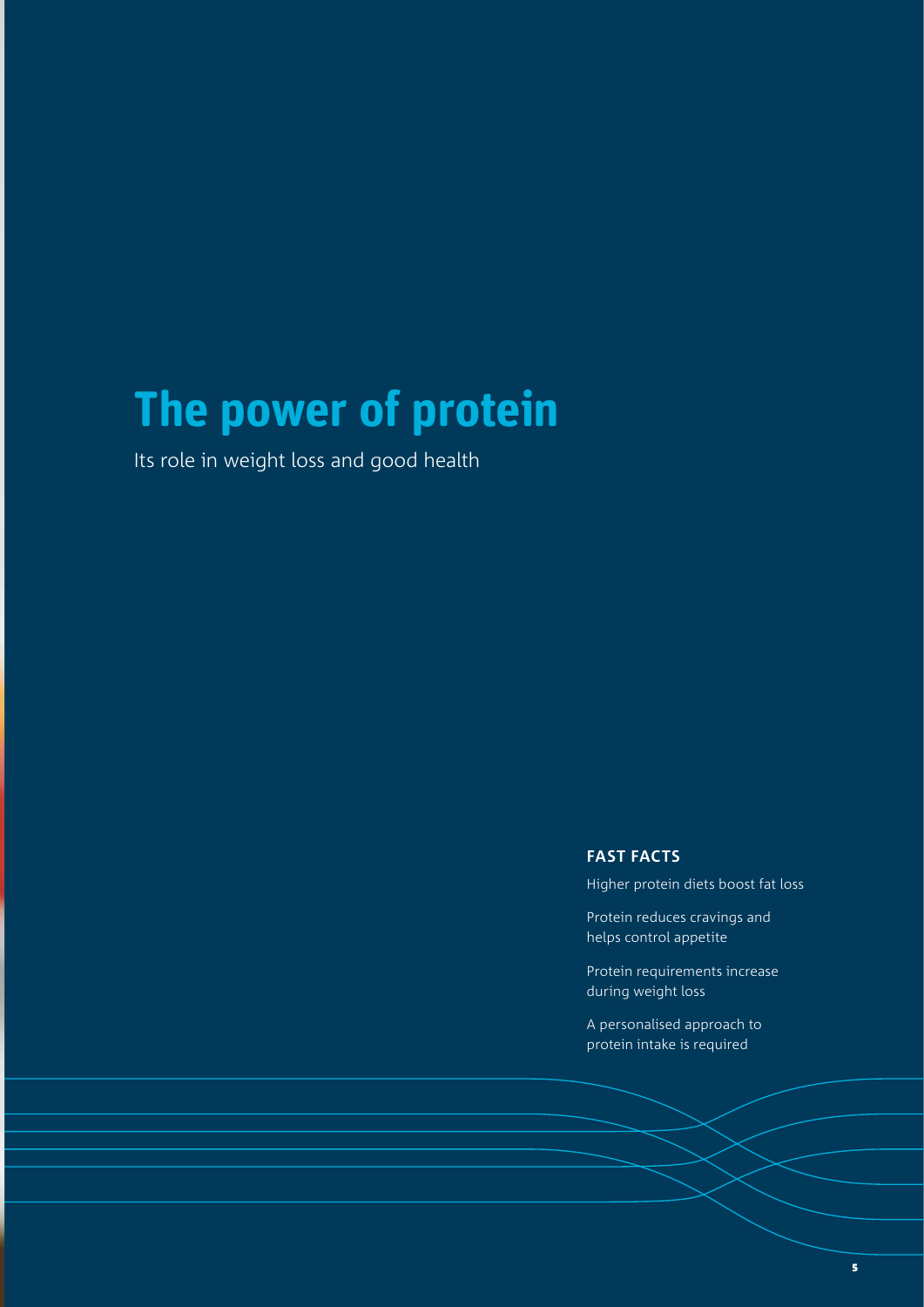# The power of protein

Its role in weight loss and good health

**FAST FACTS**

Higher protein diets boost fat loss

Protein reduces cravings and helps control appetite

Protein requirements increase during weight loss

A personalised approach to protein intake is required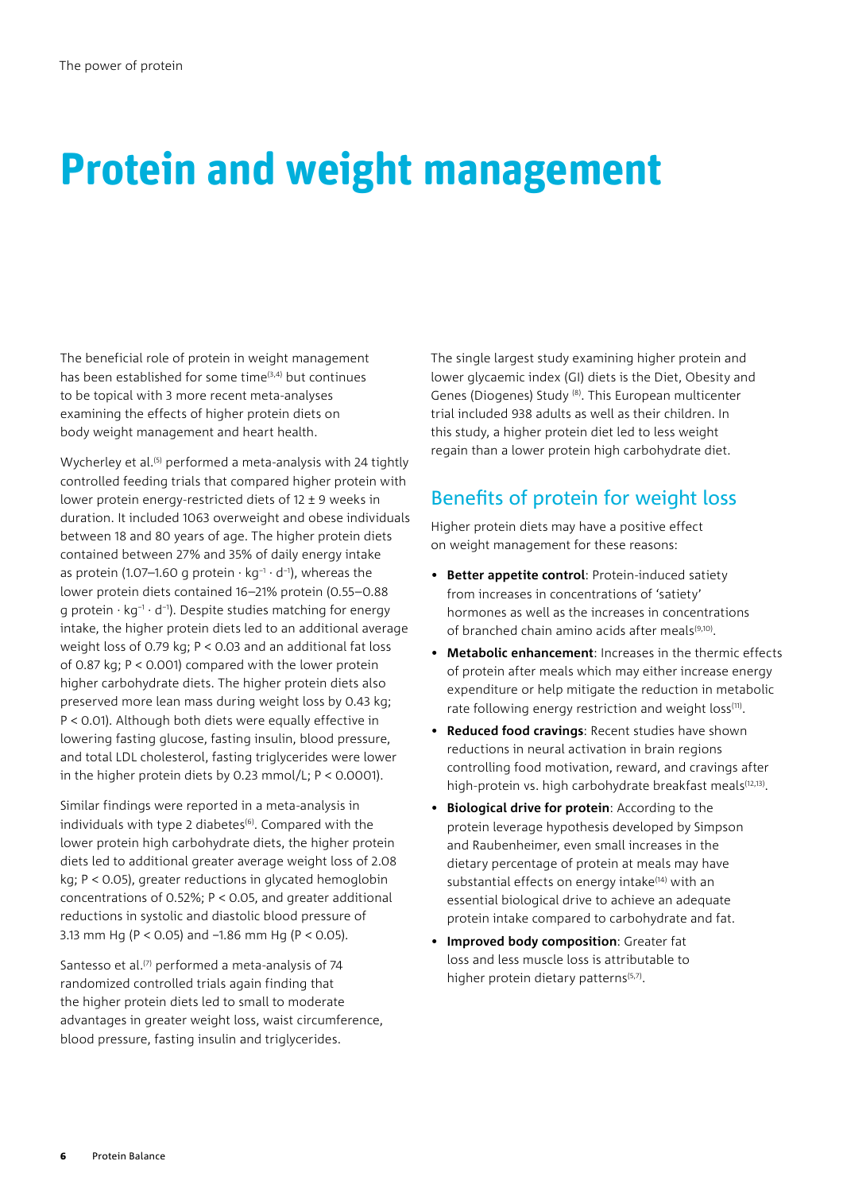# Protein and weight management

The beneficial role of protein in weight management has been established for some time[3,4] but continues to be topical with 3 more recent meta-analyses examining the effects of higher protein diets on body weight management and heart health.

Wycherley et al.[5] performed a meta-analysis with 24 tightly controlled feeding trials that compared higher protein with lower protein energy-restricted diets of 12 ± 9 weeks in duration. It included 1063 overweight and obese individuals between 18 and 80 years of age. The higher protein diets contained between 27% and 35% of daily energy intake as protein (1.07–1.60 g protein $\cdot$ $kg^{-1}$ $\cdot$ $d^{-1}$), whereas the lower protein diets contained 16–21% protein (0.55–0.88 g protein $\cdot$ $kg^{-1}$ $\cdot$ $d^{-1}$). Despite studies matching for energy intake, the higher protein diets led to an additional average weight loss of 0.79 kg; $P < 0.03$ and an additional fat loss of 0.87 kg; $P < 0.001$) compared with the lower protein higher carbohydrate diets. The higher protein diets also preserved more lean mass during weight loss by 0.43 kg; $P < 0.01$). Although both diets were equally effective in lowering fasting glucose, fasting insulin, blood pressure, and total LDL cholesterol, fasting triglycerides were lower in the higher protein diets by 0.23 mmol/L; $P < 0.0001$).

Similar findings were reported in a meta-analysis in individuals with type 2 diabetes[6]. Compared with the lower protein high carbohydrate diets, the higher protein diets led to additional greater average weight loss of 2.08 kg; $P < 0.05$), greater reductions in glycated hemoglobin concentrations of 0.52%; $P < 0.05$, and greater additional reductions in systolic and diastolic blood pressure of 3.13 mm Hg ($P < 0.05$) and –1.86 mm Hg ($P < 0.05$).

Santesso et al.[7] performed a meta-analysis of 74 randomized controlled trials again finding that the higher protein diets led to small to moderate advantages in greater weight loss, waist circumference, blood pressure, fasting insulin and triglycerides.

The single largest study examining higher protein and lower glycaemic index (GI) diets is the Diet, Obesity and Genes (Diogenes) Study [8]. This European multicenter trial included 938 adults as well as their children. In this study, a higher protein diet led to less weight regain than a lower protein high carbohydrate diet.

## Benefits of protein for weight loss

Higher protein diets may have a positive effect on weight management for these reasons:

- **Better appetite control**: Protein-induced satiety from increases in concentrations of 'satiety' hormones as well as the increases in concentrations of branched chain amino acids after meals[9,10].
- **Metabolic enhancement**: Increases in the thermic effects of protein after meals which may either increase energy expenditure or help mitigate the reduction in metabolic rate following energy restriction and weight loss[11].
- **Reduced food cravings**: Recent studies have shown reductions in neural activation in brain regions controlling food motivation, reward, and cravings after high-protein vs. high carbohydrate breakfast meals[12,13].
- **Biological drive for protein**: According to the protein leverage hypothesis developed by Simpson and Raubenheimer, even small increases in the dietary percentage of protein at meals may have substantial effects on energy intake[14] with an essential biological drive to achieve an adequate protein intake compared to carbohydrate and fat.
- **Improved body composition**: Greater fat loss and less muscle loss is attributable to higher protein dietary patterns[5,7].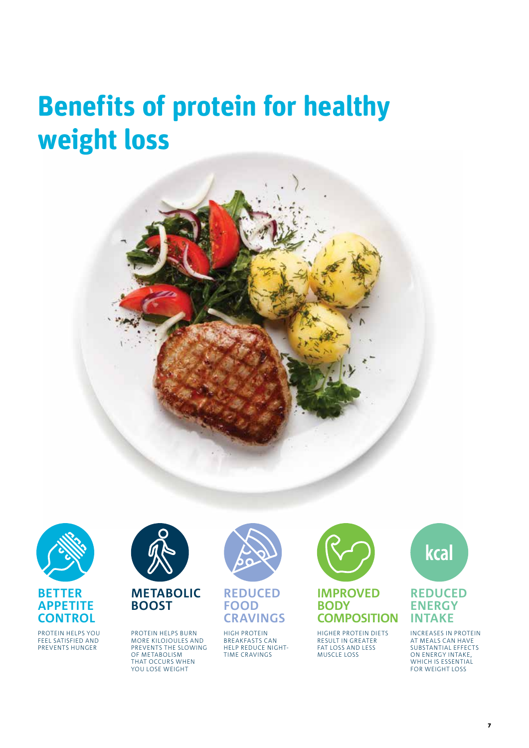# Benefits of protein for healthy weight loss

### BETTER APPETITE CONTROL

PROTEIN HELPS YOU FEEL SATISFIED AND PREVENTS HUNGER

### METABOLIC BOOST

PROTEIN HELPS BURN MORE KILOJOULES AND PREVENTS THE SLOWING OF METABOLISM THAT OCCURS WHEN YOU LOSE WEIGHT

### REDUCED FOOD CRAVINGS

HIGH PROTEIN BREAKFASTS CAN HELP REDUCE NIGHT-TIME CRAVINGS

### IMPROVED BODY COMPOSITION

HIGHER PROTEIN DIETS RESULT IN GREATER FAT LOSS AND LESS MUSCLE LOSS

### REDUCED ENERGY INTAKE

INCREASES IN PROTEIN AT MEALS CAN HAVE SUBSTANTIAL EFFECTS ON ENERGY INTAKE, WHICH IS ESSENTIAL FOR WEIGHT LOSS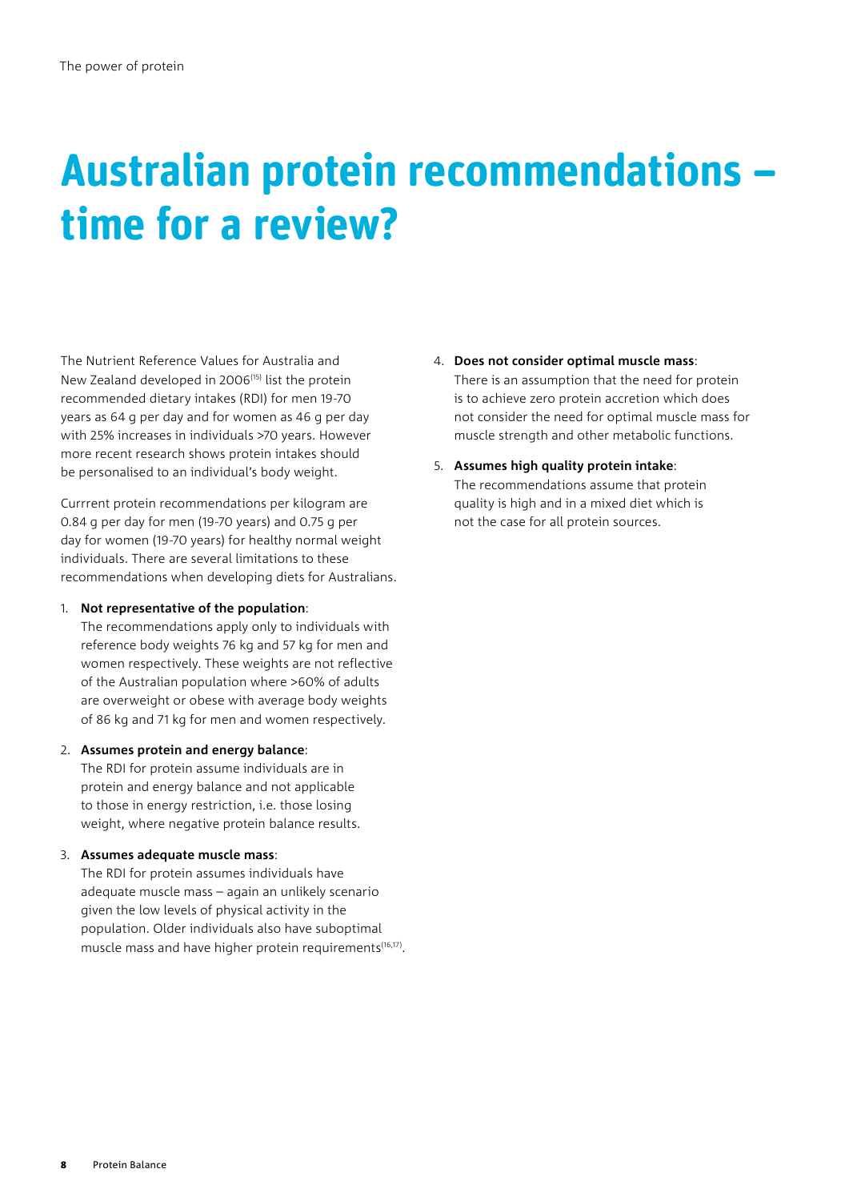# Australian protein recommendations – time for a review?

The Nutrient Reference Values for Australia and New Zealand developed in 2006[15] list the protein recommended dietary intakes (RDI) for men 19-70 years as 64 g per day and for women as 46 g per day with 25% increases in individuals >70 years. However more recent research shows protein intakes should be personalised to an individual's body weight.

Currrent protein recommendations per kilogram are 0.84 g per day for men (19-70 years) and 0.75 g per day for women (19-70 years) for healthy normal weight individuals. There are several limitations to these recommendations when developing diets for Australians.

1. **Not representative of the population**: The recommendations apply only to individuals with reference body weights 76 kg and 57 kg for men and women respectively. These weights are not reflective of the Australian population where >60% of adults are overweight or obese with average body weights of 86 kg and 71 kg for men and women respectively.

2. **Assumes protein and energy balance**: The RDI for protein assume individuals are in protein and energy balance and not applicable to those in energy restriction, i.e. those losing weight, where negative protein balance results.

3. **Assumes adequate muscle mass**: The RDI for protein assumes individuals have adequate muscle mass – again an unlikely scenario given the low levels of physical activity in the population. Older individuals also have suboptimal muscle mass and have higher protein requirements[16,17].

4. **Does not consider optimal muscle mass**: There is an assumption that the need for protein is to achieve zero protein accretion which does not consider the need for optimal muscle mass for muscle strength and other metabolic functions.

5. **Assumes high quality protein intake**: The recommendations assume that protein quality is high and in a mixed diet which is not the case for all protein sources.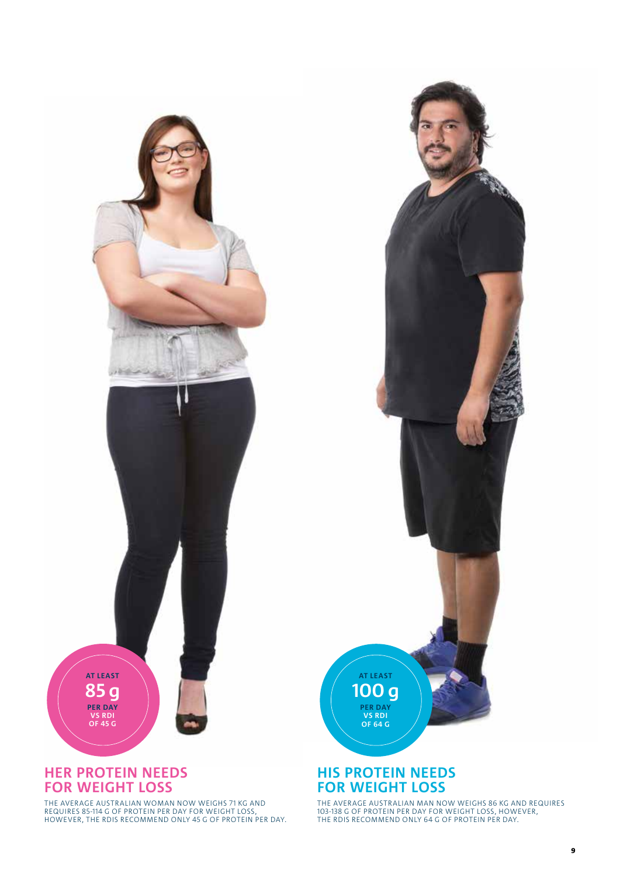**AT LEAST**
**85 g**
**PER DAY VS RDI OF 45 G**

## HER PROTEIN NEEDS FOR WEIGHT LOSS

THE AVERAGE AUSTRALIAN WOMAN NOW WEIGHS 71 KG AND REQUIRES 85-114 G OF PROTEIN PER DAY FOR WEIGHT LOSS, HOWEVER, THE RDIS RECOMMEND ONLY 45 G OF PROTEIN PER DAY.

**AT LEAST**
**100 g**
**PER DAY VS RDI OF 64 G**

## HIS PROTEIN NEEDS FOR WEIGHT LOSS

THE AVERAGE AUSTRALIAN MAN NOW WEIGHS 86 KG AND REQUIRES 103-138 G OF PROTEIN PER DAY FOR WEIGHT LOSS, HOWEVER, THE RDIS RECOMMEND ONLY 64 G OF PROTEIN PER DAY.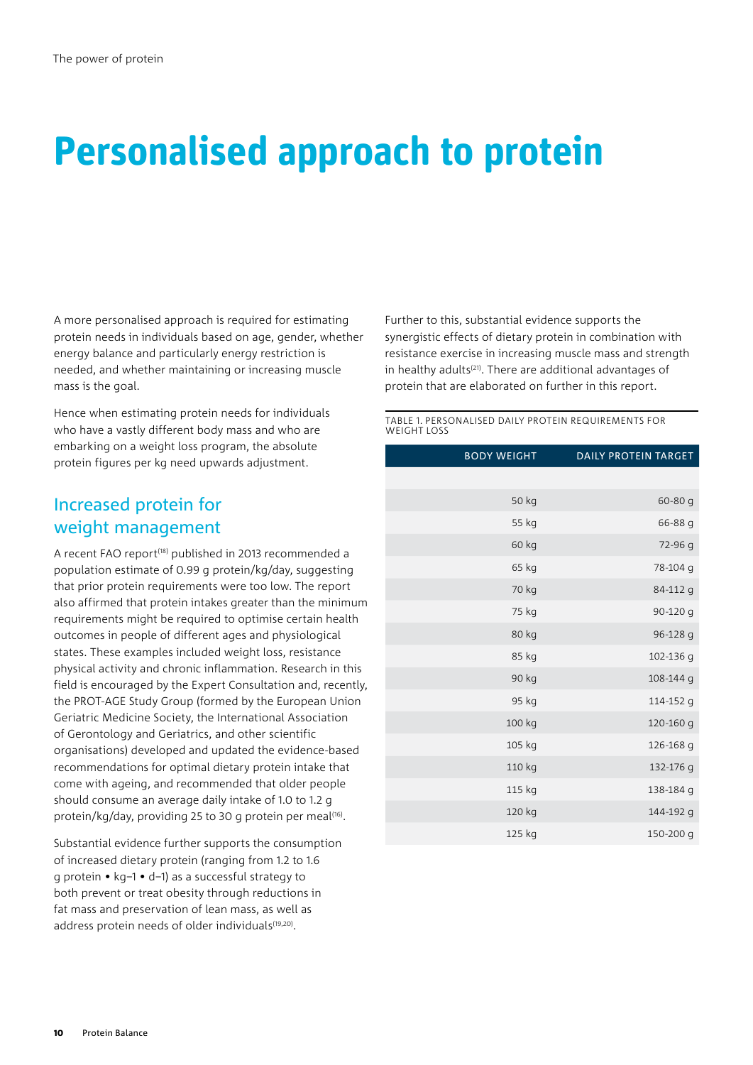# Personalised approach to protein

A more personalised approach is required for estimating protein needs in individuals based on age, gender, whether energy balance and particularly energy restriction is needed, and whether maintaining or increasing muscle mass is the goal.

Hence when estimating protein needs for individuals who have a vastly different body mass and who are embarking on a weight loss program, the absolute protein figures per kg need upwards adjustment.

## Increased protein for weight management

A recent FAO report[18] published in 2013 recommended a population estimate of 0.99 g protein/kg/day, suggesting that prior protein requirements were too low. The report also affirmed that protein intakes greater than the minimum requirements might be required to optimise certain health outcomes in people of different ages and physiological states. These examples included weight loss, resistance physical activity and chronic inflammation. Research in this field is encouraged by the Expert Consultation and, recently, the PROT-AGE Study Group (formed by the European Union Geriatric Medicine Society, the International Association of Gerontology and Geriatrics, and other scientific organisations) developed and updated the evidence-based recommendations for optimal dietary protein intake that come with ageing, and recommended that older people should consume an average daily intake of 1.0 to 1.2 g protein/kg/day, providing 25 to 30 g protein per meal[16].

Substantial evidence further supports the consumption of increased dietary protein (ranging from 1.2 to 1.6 g protein • kg–1 • d–1) as a successful strategy to both prevent or treat obesity through reductions in fat mass and preservation of lean mass, as well as address protein needs of older individuals[19,20].

Further to this, substantial evidence supports the synergistic effects of dietary protein in combination with resistance exercise in increasing muscle mass and strength in healthy adults[21]. There are additional advantages of protein that are elaborated on further in this report.

TABLE 1. PERSONALISED DAILY PROTEIN REQUIREMENTS FOR WEIGHT LOSS

| BODY WEIGHT | DAILY PROTEIN TARGET |
|---|---|
| 50 kg | 60-80 g |
| 55 kg | 66-88 g |
| 60 kg | 72-96 g |
| 65 kg | 78-104 g |
| 70 kg | 84-112 g |
| 75 kg | 90-120 g |
| 80 kg | 96-128 g |
| 85 kg | 102-136 g |
| 90 kg | 108-144 g |
| 95 kg | 114-152 g |
| 100 kg | 120-160 g |
| 105 kg | 126-168 g |
| 110 kg | 132-176 g |
| 115 kg | 138-184 g |
| 120 kg | 144-192 g |
| 125 kg | 150-200 g |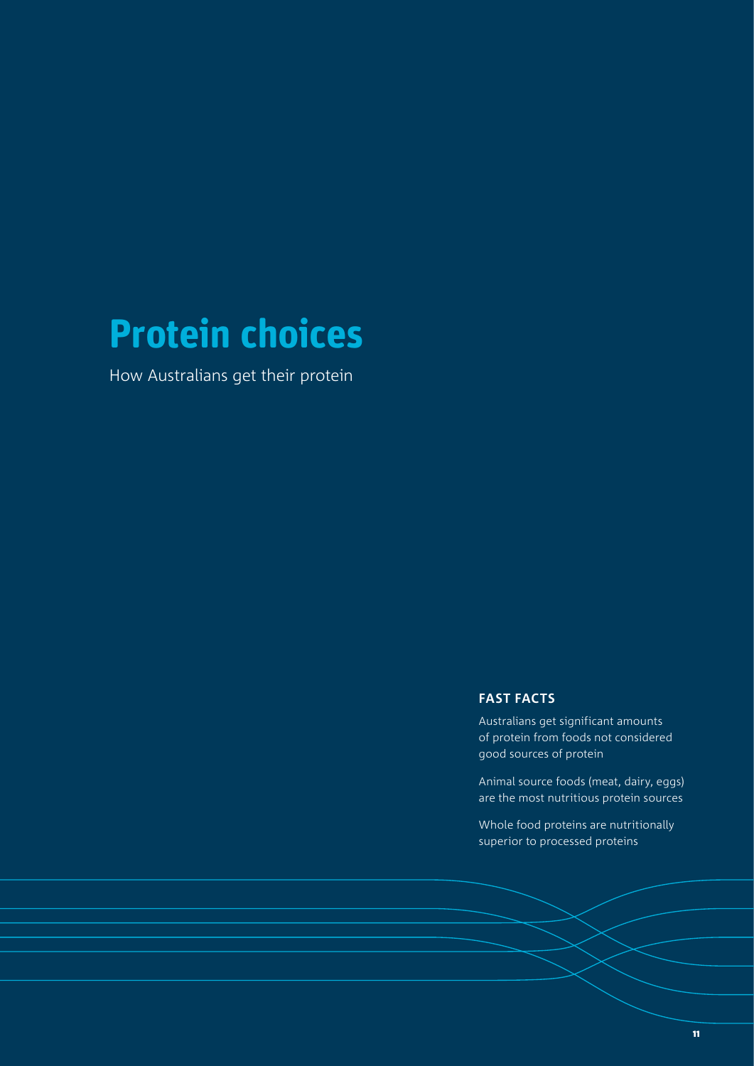# Protein choices

How Australians get their protein

### FAST FACTS

Australians get significant amounts of protein from foods not considered good sources of protein

Animal source foods (meat, dairy, eggs) are the most nutritious protein sources

Whole food proteins are nutritionally superior to processed proteins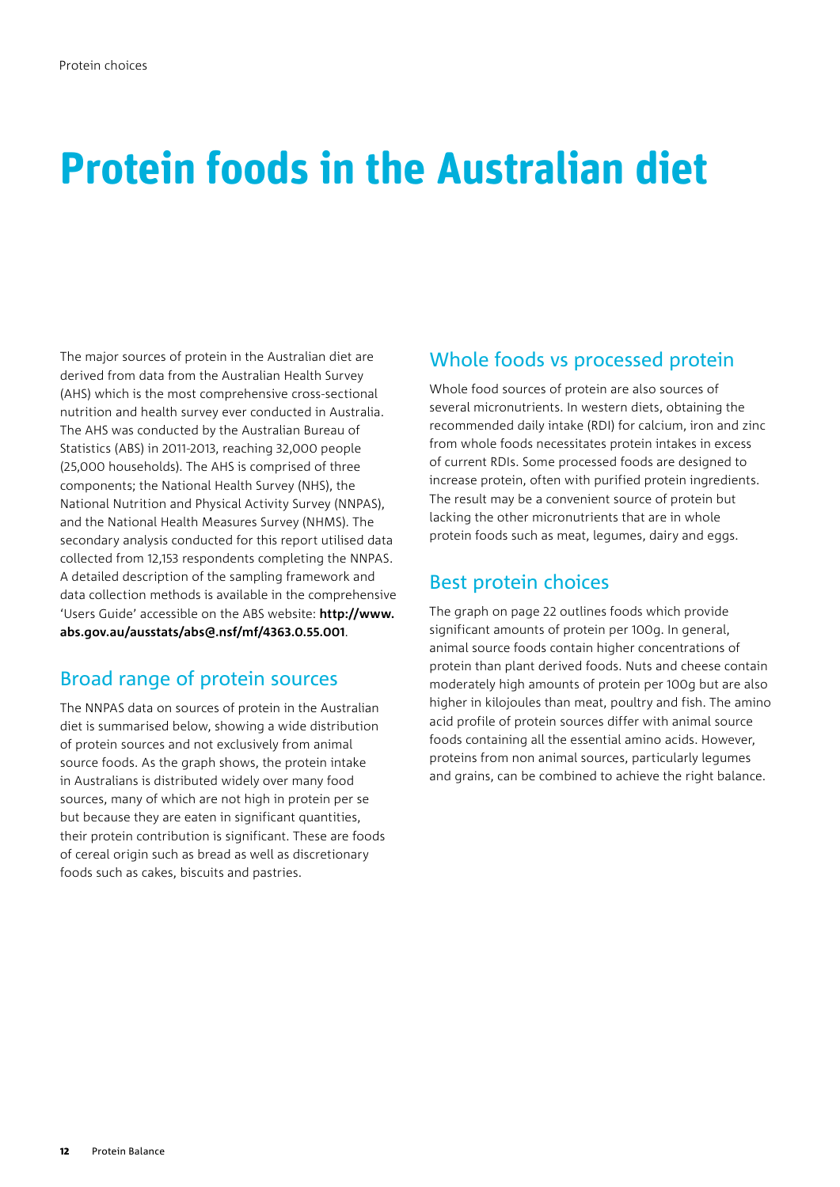# Protein foods in the Australian diet

The major sources of protein in the Australian diet are derived from data from the Australian Health Survey (AHS) which is the most comprehensive cross-sectional nutrition and health survey ever conducted in Australia. The AHS was conducted by the Australian Bureau of Statistics (ABS) in 2011-2013, reaching 32,000 people (25,000 households). The AHS is comprised of three components; the National Health Survey (NHS), the National Nutrition and Physical Activity Survey (NNPAS), and the National Health Measures Survey (NHMS). The secondary analysis conducted for this report utilised data collected from 12,153 respondents completing the NNPAS. A detailed description of the sampling framework and data collection methods is available in the comprehensive 'Users Guide' accessible on the ABS website: **http://www.abs.gov.au/ausstats/abs@.nsf/mf/4363.0.55.001**.

## Broad range of protein sources

The NNPAS data on sources of protein in the Australian diet is summarised below, showing a wide distribution of protein sources and not exclusively from animal source foods. As the graph shows, the protein intake in Australians is distributed widely over many food sources, many of which are not high in protein per se but because they are eaten in significant quantities, their protein contribution is significant. These are foods of cereal origin such as bread as well as discretionary foods such as cakes, biscuits and pastries.

## Whole foods vs processed protein

Whole food sources of protein are also sources of several micronutrients. In western diets, obtaining the recommended daily intake (RDI) for calcium, iron and zinc from whole foods necessitates protein intakes in excess of current RDIs. Some processed foods are designed to increase protein, often with purified protein ingredients. The result may be a convenient source of protein but lacking the other micronutrients that are in whole protein foods such as meat, legumes, dairy and eggs.

## Best protein choices

The graph on page 22 outlines foods which provide significant amounts of protein per 100g. In general, animal source foods contain higher concentrations of protein than plant derived foods. Nuts and cheese contain moderately high amounts of protein per 100g but are also higher in kilojoules than meat, poultry and fish. The amino acid profile of protein sources differ with animal source foods containing all the essential amino acids. However, proteins from non animal sources, particularly legumes and grains, can be combined to achieve the right balance.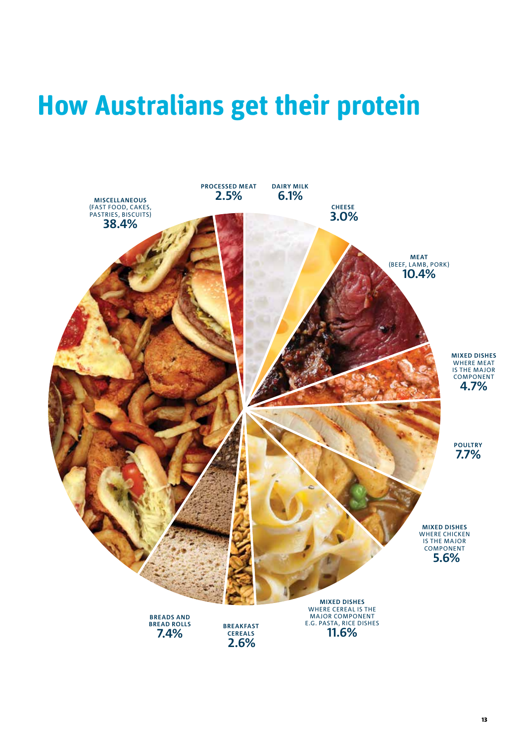# How Australians get their protein

**PROCESSED MEAT**
2.5%

**DAIRY MILK**
6.1%

**CHEESE**
3.0%

**MEAT**
(BEEF, LAMB, PORK)
10.4%

**MIXED DISHES**
WHERE MEAT IS THE MAJOR COMPONENT
4.7%

**POULTRY**
7.7%

**MIXED DISHES**
WHERE CHICKEN IS THE MAJOR COMPONENT
5.6%

**MIXED DISHES**
WHERE CEREAL IS THE MAJOR COMPONENT E.G. PASTA, RICE DISHES
11.6%

**BREAKFAST CEREALS**
2.6%

**BREADS AND BREAD ROLLS**
7.4%

**MISCELLANEOUS**
(FAST FOOD, CAKES, PASTRIES, BISCUITS)
38.4%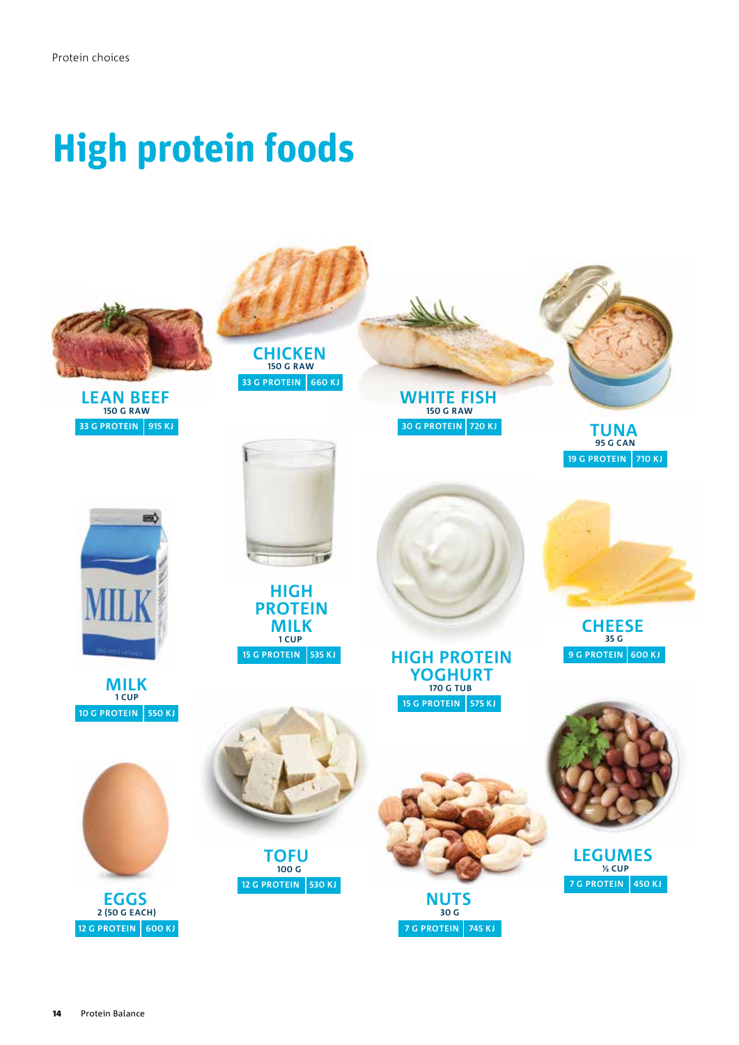# High protein foods

**LEAN BEEF**
150 G RAW
33 G PROTEIN | 915 KJ

**CHICKEN**
150 G RAW
33 G PROTEIN | 660 KJ

**WHITE FISH**
150 G RAW
30 G PROTEIN | 720 KJ

**TUNA**
95 G CAN
19 G PROTEIN | 710 KJ

**MILK**
1 CUP
10 G PROTEIN | 550 KJ

**HIGH PROTEIN MILK**
1 CUP
15 G PROTEIN | 535 KJ

**HIGH PROTEIN YOGHURT**
170 G TUB
15 G PROTEIN | 575 KJ

**CHEESE**
35 G
9 G PROTEIN | 600 KJ

**EGGS**
2 (50 G EACH)
12 G PROTEIN | 600 KJ

**TOFU**
100 G
12 G PROTEIN | 530 KJ

**NUTS**
30 G
7 G PROTEIN | 745 KJ

**LEGUMES**
½ CUP
7 G PROTEIN | 450 KJ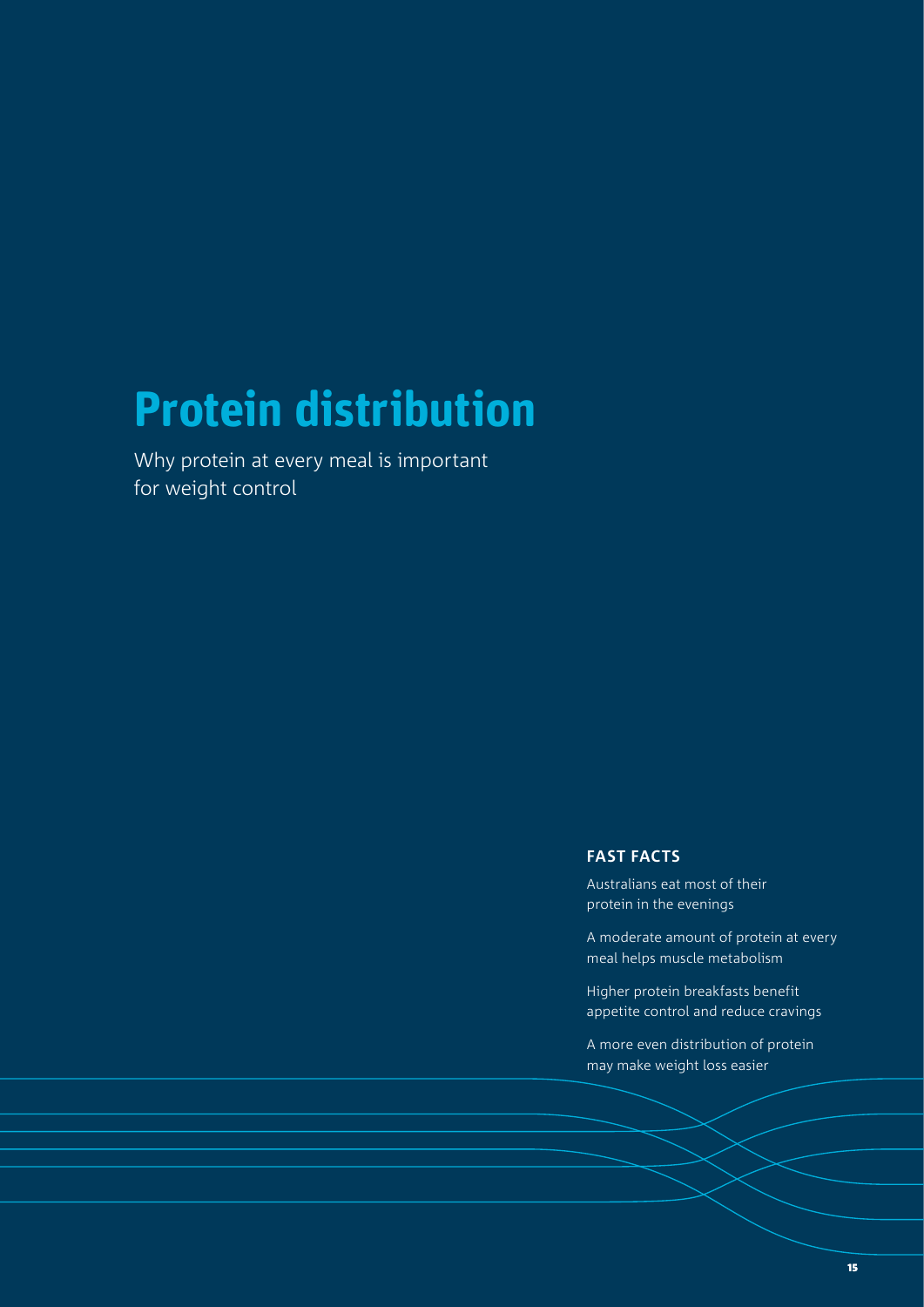# Protein distribution

Why protein at every meal is important for weight control

### FAST FACTS

Australians eat most of their protein in the evenings

A moderate amount of protein at every meal helps muscle metabolism

Higher protein breakfasts benefit appetite control and reduce cravings

A more even distribution of protein may make weight loss easier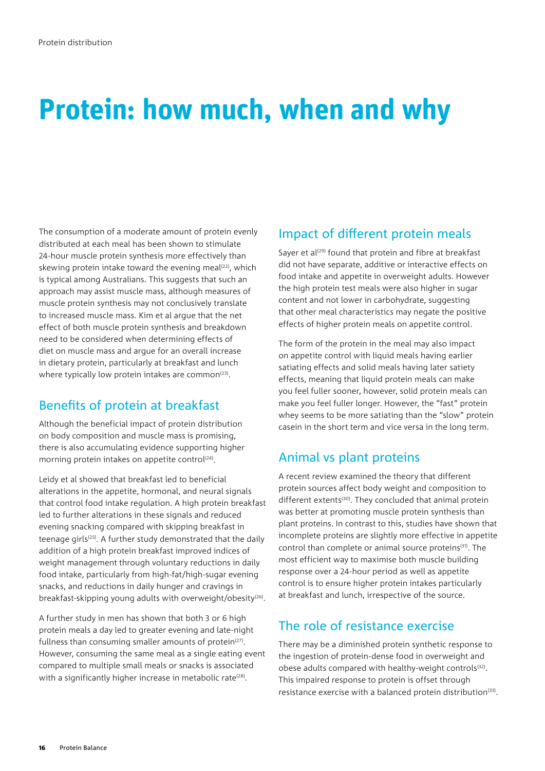# Protein: how much, when and why

The consumption of a moderate amount of protein evenly distributed at each meal has been shown to stimulate 24-hour muscle protein synthesis more effectively than skewing protein intake toward the evening meal[22], which is typical among Australians. This suggests that such an approach may assist muscle mass, although measures of muscle protein synthesis may not conclusively translate to increased muscle mass. Kim et al argue that the net effect of both muscle protein synthesis and breakdown need to be considered when determining effects of diet on muscle mass and argue for an overall increase in dietary protein, particularly at breakfast and lunch where typically low protein intakes are common[23].

## Benefits of protein at breakfast

Although the beneficial impact of protein distribution on body composition and muscle mass is promising, there is also accumulating evidence supporting higher morning protein intakes on appetite control[24].

Leidy et al showed that breakfast led to beneficial alterations in the appetite, hormonal, and neural signals that control food intake regulation. A high protein breakfast led to further alterations in these signals and reduced evening snacking compared with skipping breakfast in teenage girls[25]. A further study demonstrated that the daily addition of a high protein breakfast improved indices of weight management through voluntary reductions in daily food intake, particularly from high-fat/high-sugar evening snacks, and reductions in daily hunger and cravings in breakfast-skipping young adults with overweight/obesity[26].

A further study in men has shown that both 3 or 6 high protein meals a day led to greater evening and late-night fullness than consuming smaller amounts of protein[27]. However, consuming the same meal as a single eating event compared to multiple small meals or snacks is associated with a significantly higher increase in metabolic rate[28].

## Impact of different protein meals

Sayer et al[29] found that protein and fibre at breakfast did not have separate, additive or interactive effects on food intake and appetite in overweight adults. However the high protein test meals were also higher in sugar content and not lower in carbohydrate, suggesting that other meal characteristics may negate the positive effects of higher protein meals on appetite control.

The form of the protein in the meal may also impact on appetite control with liquid meals having earlier satiating effects and solid meals having later satiety effects, meaning that liquid protein meals can make you feel fuller sooner, however, solid protein meals can make you feel fuller longer. However, the "fast" protein whey seems to be more satiating than the "slow" protein casein in the short term and vice versa in the long term.

## Animal vs plant proteins

A recent review examined the theory that different protein sources affect body weight and composition to different extents[30]. They concluded that animal protein was better at promoting muscle protein synthesis than plant proteins. In contrast to this, studies have shown that incomplete proteins are slightly more effective in appetite control than complete or animal source proteins[31]. The most efficient way to maximise both muscle building response over a 24-hour period as well as appetite control is to ensure higher protein intakes particularly at breakfast and lunch, irrespective of the source.

## The role of resistance exercise

There may be a diminished protein synthetic response to the ingestion of protein-dense food in overweight and obese adults compared with healthy-weight controls[32]. This impaired response to protein is offset through resistance exercise with a balanced protein distribution[33].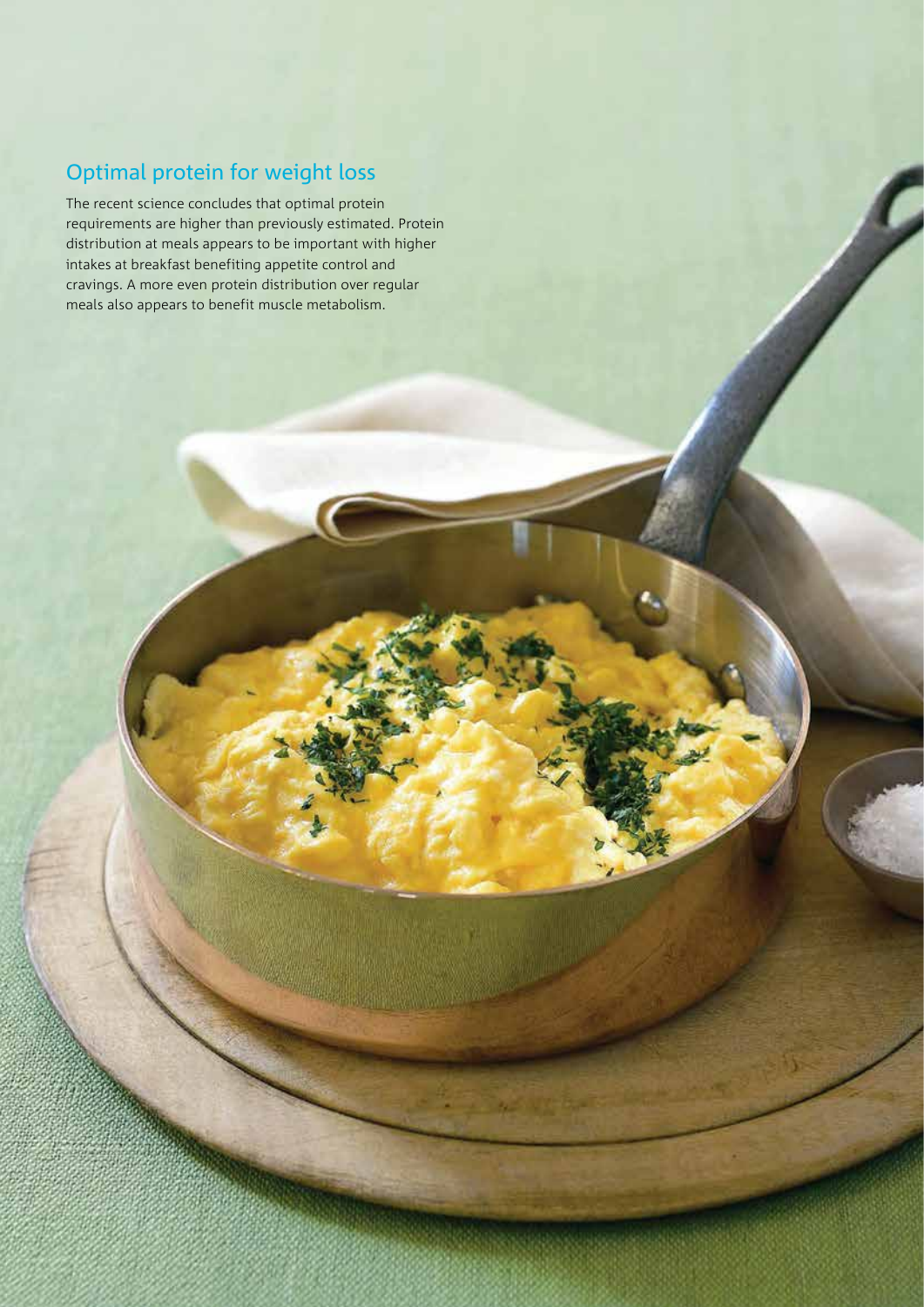## Optimal protein for weight loss

The recent science concludes that optimal protein requirements are higher than previously estimated. Protein distribution at meals appears to be important with higher intakes at breakfast benefiting appetite control and cravings. A more even protein distribution over regular meals also appears to benefit muscle metabolism.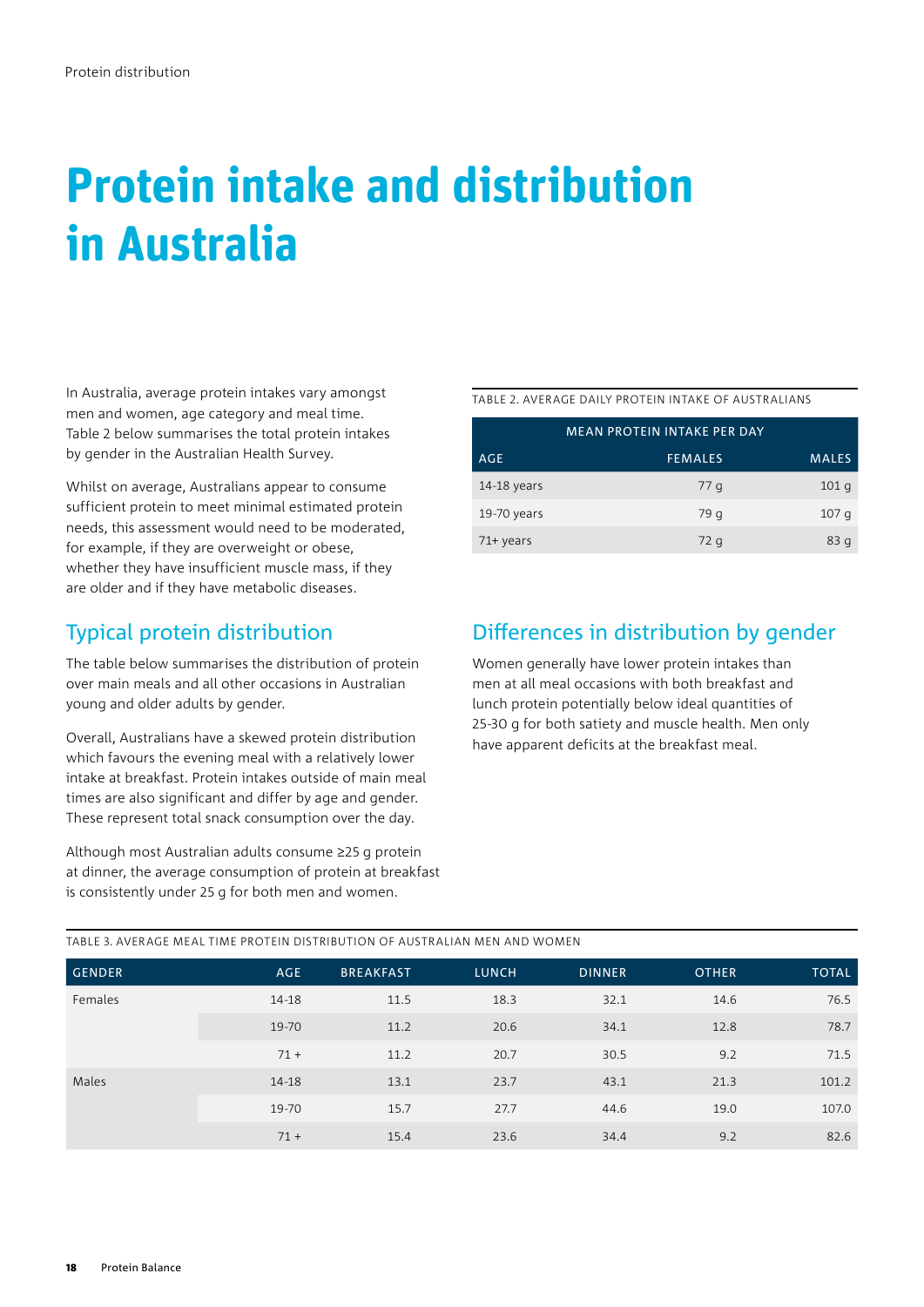# Protein intake and distribution in Australia

In Australia, average protein intakes vary amongst men and women, age category and meal time. Table 2 below summarises the total protein intakes by gender in the Australian Health Survey.

Whilst on average, Australians appear to consume sufficient protein to meet minimal estimated protein needs, this assessment would need to be moderated, for example, if they are overweight or obese, whether they have insufficient muscle mass, if they are older and if they have metabolic diseases.

TABLE 2. AVERAGE DAILY PROTEIN INTAKE OF AUSTRALIANS

| | MEAN PROTEIN INTAKE PER DAY | |
|---|---|---|
| AGE | FEMALES | MALES |
| 14-18 years | 77 g | 101 g |
| 19-70 years | 79 g | 107 g |
| 71+ years | 72 g | 83 g |

## Typical protein distribution

The table below summarises the distribution of protein over main meals and all other occasions in Australian young and older adults by gender.

Overall, Australians have a skewed protein distribution which favours the evening meal with a relatively lower intake at breakfast. Protein intakes outside of main meal times are also significant and differ by age and gender. These represent total snack consumption over the day.

Although most Australian adults consume ≥25 g protein at dinner, the average consumption of protein at breakfast is consistently under 25 g for both men and women.

## Differences in distribution by gender

Women generally have lower protein intakes than men at all meal occasions with both breakfast and lunch protein potentially below ideal quantities of 25-30 g for both satiety and muscle health. Men only have apparent deficits at the breakfast meal.

TABLE 3. AVERAGE MEAL TIME PROTEIN DISTRIBUTION OF AUSTRALIAN MEN AND WOMEN

| GENDER | AGE | BREAKFAST | LUNCH | DINNER | OTHER | TOTAL |
|---|---|---|---|---|---|---|
| Females | 14-18 | 11.5 | 18.3 | 32.1 | 14.6 | 76.5 |
| | 19-70 | 11.2 | 20.6 | 34.1 | 12.8 | 78.7 |
| | 71 + | 11.2 | 20.7 | 30.5 | 9.2 | 71.5 |
| Males | 14-18 | 13.1 | 23.7 | 43.1 | 21.3 | 101.2 |
| | 19-70 | 15.7 | 27.7 | 44.6 | 19.0 | 107.0 |
| | 71 + | 15.4 | 23.6 | 34.4 | 9.2 | 82.6 |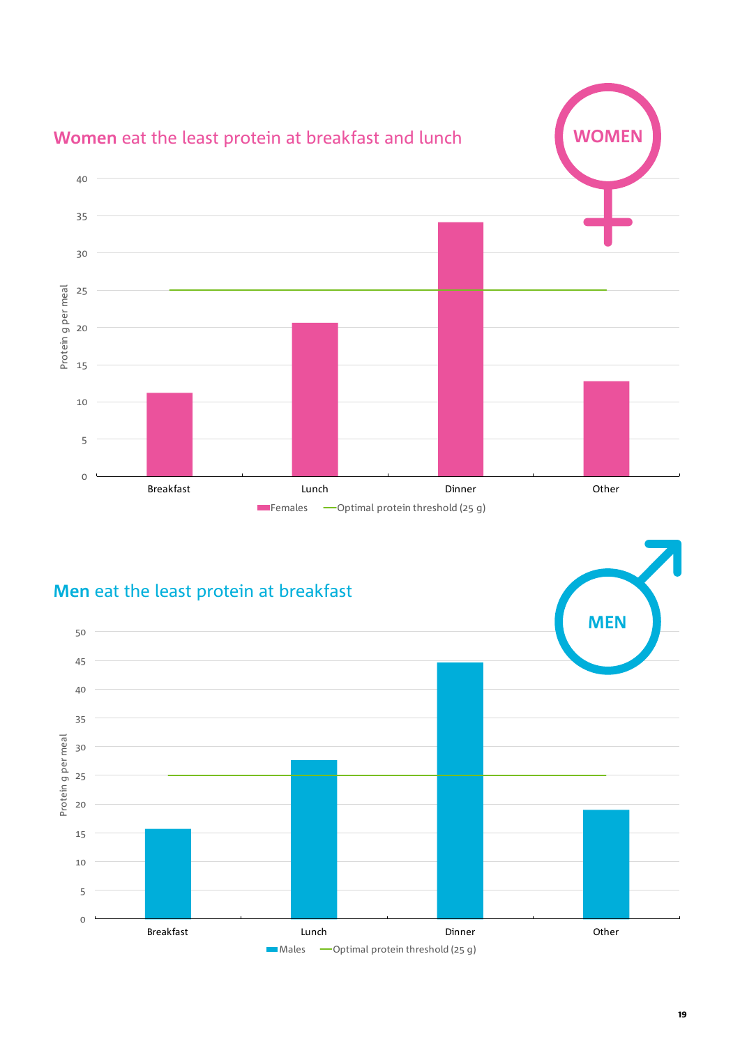## **Women** eat the least protein at breakfast and lunch

WOMEN

Protein g per meal

Breakfast | Lunch | Dinner | Other

Females — Optimal protein threshold (25 g)

## **Men** eat the least protein at breakfast

MEN

Protein g per meal

Breakfast | Lunch | Dinner | Other

Males — Optimal protein threshold (25 g)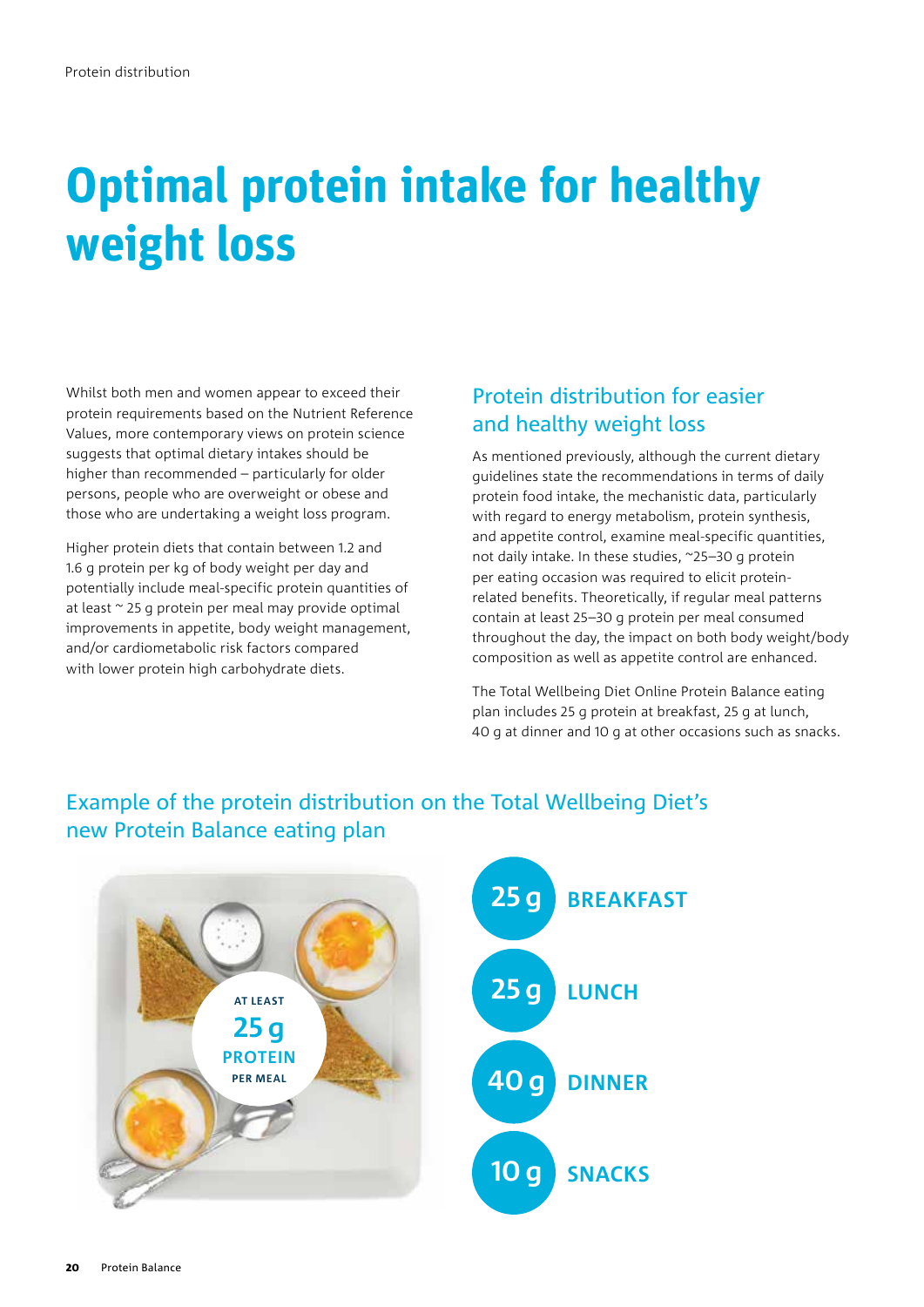# Optimal protein intake for healthy weight loss

Whilst both men and women appear to exceed their protein requirements based on the Nutrient Reference Values, more contemporary views on protein science suggests that optimal dietary intakes should be higher than recommended – particularly for older persons, people who are overweight or obese and those who are undertaking a weight loss program.

Higher protein diets that contain between 1.2 and 1.6 g protein per kg of body weight per day and potentially include meal-specific protein quantities of at least ~ 25 g protein per meal may provide optimal improvements in appetite, body weight management, and/or cardiometabolic risk factors compared with lower protein high carbohydrate diets.

## Protein distribution for easier and healthy weight loss

As mentioned previously, although the current dietary guidelines state the recommendations in terms of daily protein food intake, the mechanistic data, particularly with regard to energy metabolism, protein synthesis, and appetite control, examine meal-specific quantities, not daily intake. In these studies, ~25–30 g protein per eating occasion was required to elicit protein-related benefits. Theoretically, if regular meal patterns contain at least 25–30 g protein per meal consumed throughout the day, the impact on both body weight/body composition as well as appetite control are enhanced.

The Total Wellbeing Diet Online Protein Balance eating plan includes 25 g protein at breakfast, 25 g at lunch, 40 g at dinner and 10 g at other occasions such as snacks.

## Example of the protein distribution on the Total Wellbeing Diet's new Protein Balance eating plan

AT LEAST **25 g PROTEIN** PER MEAL

- **25 g** BREAKFAST
- **25 g** LUNCH
- **40 g** DINNER
- **10 g** SNACKS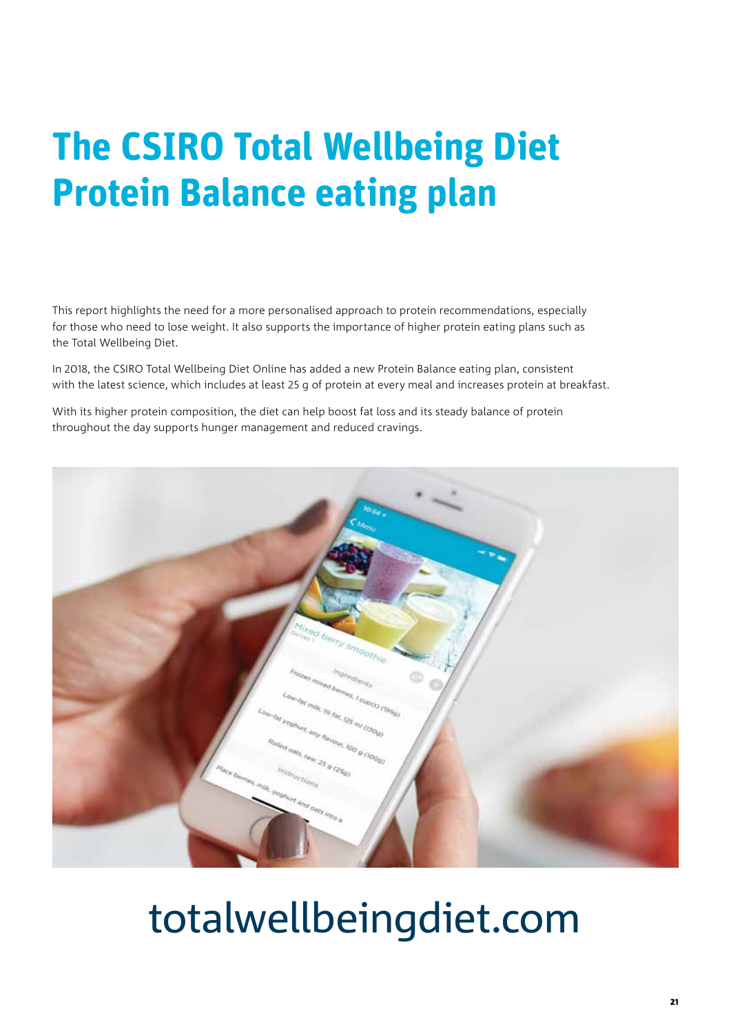# The CSIRO Total Wellbeing Diet Protein Balance eating plan

This report highlights the need for a more personalised approach to protein recommendations, especially for those who need to lose weight. It also supports the importance of higher protein eating plans such as the Total Wellbeing Diet.

In 2018, the CSIRO Total Wellbeing Diet Online has added a new Protein Balance eating plan, consistent with the latest science, which includes at least 25 g of protein at every meal and increases protein at breakfast.

With its higher protein composition, the diet can help boost fat loss and its steady balance of protein throughout the day supports hunger management and reduced cravings.

totalwellbeingdiet.com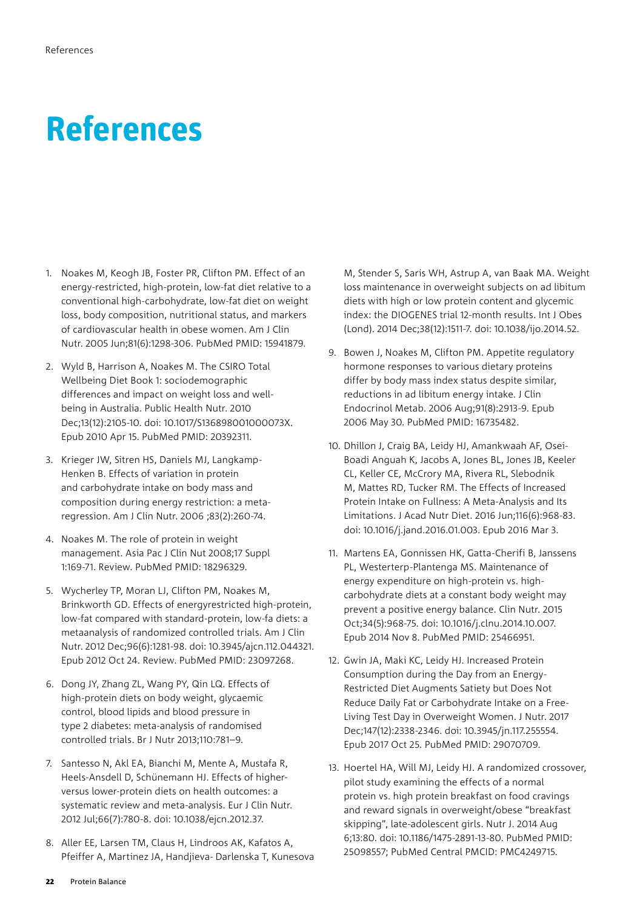# References

1. Noakes M, Keogh JB, Foster PR, Clifton PM. Effect of an energy-restricted, high-protein, low-fat diet relative to a conventional high-carbohydrate, low-fat diet on weight loss, body composition, nutritional status, and markers of cardiovascular health in obese women. Am J Clin Nutr. 2005 Jun;81(6):1298-306. PubMed PMID: 15941879.

2. Wyld B, Harrison A, Noakes M. The CSIRO Total Wellbeing Diet Book 1: sociodemographic differences and impact on weight loss and well-being in Australia. Public Health Nutr. 2010 Dec;13(12):2105-10. doi: 10.1017/S136898001000073X. Epub 2010 Apr 15. PubMed PMID: 20392311.

3. Krieger JW, Sitren HS, Daniels MJ, Langkamp-Henken B. Effects of variation in protein and carbohydrate intake on body mass and composition during energy restriction: a meta-regression. Am J Clin Nutr. 2006 ;83(2):260-74.

4. Noakes M. The role of protein in weight management. Asia Pac J Clin Nut 2008;17 Suppl 1:169-71. Review. PubMed PMID: 18296329.

5. Wycherley TP, Moran LJ, Clifton PM, Noakes M, Brinkworth GD. Effects of energyrestricted high-protein, low-fat compared with standard-protein, low-fa diets: a metaanalysis of randomized controlled trials. Am J Clin Nutr. 2012 Dec;96(6):1281-98. doi: 10.3945/ajcn.112.044321. Epub 2012 Oct 24. Review. PubMed PMID: 23097268.

6. Dong JY, Zhang ZL, Wang PY, Qin LQ. Effects of high-protein diets on body weight, glycaemic control, blood lipids and blood pressure in type 2 diabetes: meta-analysis of randomised controlled trials. Br J Nutr 2013;110:781–9.

7. Santesso N, Akl EA, Bianchi M, Mente A, Mustafa R, Heels-Ansdell D, Schünemann HJ. Effects of higher- versus lower-protein diets on health outcomes: a systematic review and meta-analysis. Eur J Clin Nutr. 2012 Jul;66(7):780-8. doi: 10.1038/ejcn.2012.37.

8. Aller EE, Larsen TM, Claus H, Lindroos AK, Kafatos A, Pfeiffer A, Martinez JA, Handjieva- Darlenska T, Kunesova M, Stender S, Saris WH, Astrup A, van Baak MA. Weight loss maintenance in overweight subjects on ad libitum diets with high or low protein content and glycemic index: the DIOGENES trial 12-month results. Int J Obes (Lond). 2014 Dec;38(12):1511-7. doi: 10.1038/ijo.2014.52.

9. Bowen J, Noakes M, Clifton PM. Appetite regulatory hormone responses to various dietary proteins differ by body mass index status despite similar, reductions in ad libitum energy intake. J Clin Endocrinol Metab. 2006 Aug;91(8):2913-9. Epub 2006 May 30. PubMed PMID: 16735482.

10. Dhillon J, Craig BA, Leidy HJ, Amankwaah AF, Osei-Boadi Anguah K, Jacobs A, Jones BL, Jones JB, Keeler CL, Keller CE, McCrory MA, Rivera RL, Slebodnik M, Mattes RD, Tucker RM. The Effects of Increased Protein Intake on Fullness: A Meta-Analysis and Its Limitations. J Acad Nutr Diet. 2016 Jun;116(6):968-83. doi: 10.1016/j.jand.2016.01.003. Epub 2016 Mar 3.

11. Martens EA, Gonnissen HK, Gatta-Cherifi B, Janssens PL, Westerterp-Plantenga MS. Maintenance of energy expenditure on high-protein vs. high-carbohydrate diets at a constant body weight may prevent a positive energy balance. Clin Nutr. 2015 Oct;34(5):968-75. doi: 10.1016/j.clnu.2014.10.007. Epub 2014 Nov 8. PubMed PMID: 25466951.

12. Gwin JA, Maki KC, Leidy HJ. Increased Protein Consumption during the Day from an Energy-Restricted Diet Augments Satiety but Does Not Reduce Daily Fat or Carbohydrate Intake on a Free-Living Test Day in Overweight Women. J Nutr. 2017 Dec;147(12):2338-2346. doi: 10.3945/jn.117.255554. Epub 2017 Oct 25. PubMed PMID: 29070709.

13. Hoertel HA, Will MJ, Leidy HJ. A randomized crossover, pilot study examining the effects of a normal protein vs. high protein breakfast on food cravings and reward signals in overweight/obese "breakfast skipping", late-adolescent girls. Nutr J. 2014 Aug 6;13:80. doi: 10.1186/1475-2891-13-80. PubMed PMID: 25098557; PubMed Central PMCID: PMC4249715.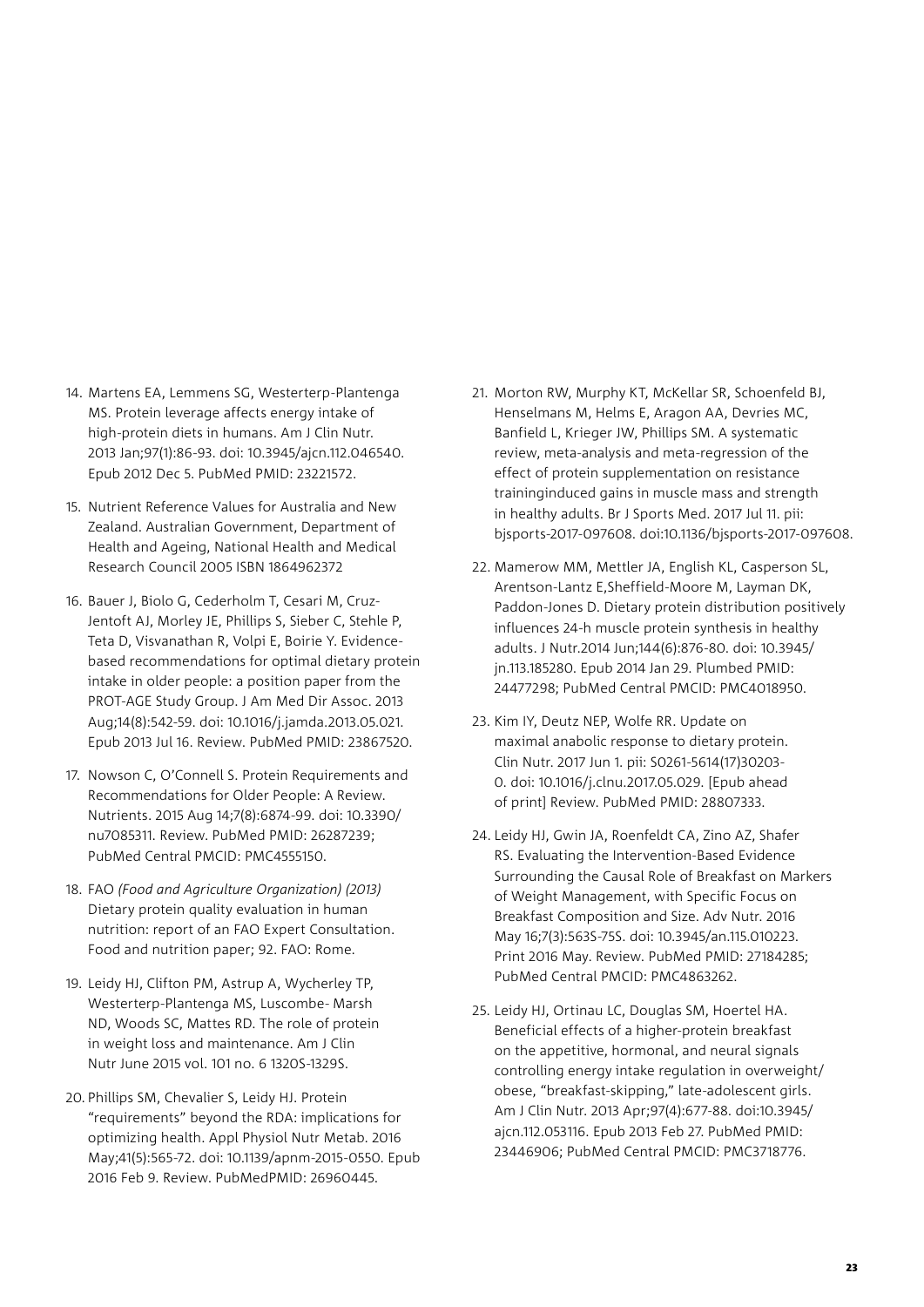14. Martens EA, Lemmens SG, Westerterp-Plantenga MS. Protein leverage affects energy intake of high-protein diets in humans. Am J Clin Nutr. 2013 Jan;97(1):86-93. doi: 10.3945/ajcn.112.046540. Epub 2012 Dec 5. PubMed PMID: 23221572.

15. Nutrient Reference Values for Australia and New Zealand. Australian Government, Department of Health and Ageing, National Health and Medical Research Council 2005 ISBN 1864962372

16. Bauer J, Biolo G, Cederholm T, Cesari M, Cruz-Jentoft AJ, Morley JE, Phillips S, Sieber C, Stehle P, Teta D, Visvanathan R, Volpi E, Boirie Y. Evidence-based recommendations for optimal dietary protein intake in older people: a position paper from the PROT-AGE Study Group. J Am Med Dir Assoc. 2013 Aug;14(8):542-59. doi: 10.1016/j.jamda.2013.05.021. Epub 2013 Jul 16. Review. PubMed PMID: 23867520.

17. Nowson C, O'Connell S. Protein Requirements and Recommendations for Older People: A Review. Nutrients. 2015 Aug 14;7(8):6874-99. doi: 10.3390/nu7085311. Review. PubMed PMID: 26287239; PubMed Central PMCID: PMC4555150.

18. FAO *(Food and Agriculture Organization) (2013)* Dietary protein quality evaluation in human nutrition: report of an FAO Expert Consultation. Food and nutrition paper; 92. FAO: Rome.

19. Leidy HJ, Clifton PM, Astrup A, Wycherley TP, Westerterp-Plantenga MS, Luscombe- Marsh ND, Woods SC, Mattes RD. The role of protein in weight loss and maintenance. Am J Clin Nutr June 2015 vol. 101 no. 6 1320S-1329S.

20. Phillips SM, Chevalier S, Leidy HJ. Protein "requirements" beyond the RDA: implications for optimizing health. Appl Physiol Nutr Metab. 2016 May;41(5):565-72. doi: 10.1139/apnm-2015-0550. Epub 2016 Feb 9. Review. PubMedPMID: 26960445.

21. Morton RW, Murphy KT, McKellar SR, Schoenfeld BJ, Henselmans M, Helms E, Aragon AA, Devries MC, Banfield L, Krieger JW, Phillips SM. A systematic review, meta-analysis and meta-regression of the effect of protein supplementation on resistance traininginduced gains in muscle mass and strength in healthy adults. Br J Sports Med. 2017 Jul 11. pii: bjsports-2017-097608. doi:10.1136/bjsports-2017-097608.

22. Mamerow MM, Mettler JA, English KL, Casperson SL, Arentson-Lantz E,Sheffield-Moore M, Layman DK, Paddon-Jones D. Dietary protein distribution positively influences 24-h muscle protein synthesis in healthy adults. J Nutr.2014 Jun;144(6):876-80. doi: 10.3945/jn.113.185280. Epub 2014 Jan 29. Plumbed PMID: 24477298; PubMed Central PMCID: PMC4018950.

23. Kim IY, Deutz NEP, Wolfe RR. Update on maximal anabolic response to dietary protein. Clin Nutr. 2017 Jun 1. pii: S0261-5614(17)30203-0. doi: 10.1016/j.clnu.2017.05.029. [Epub ahead of print] Review. PubMed PMID: 28807333.

24. Leidy HJ, Gwin JA, Roenfeldt CA, Zino AZ, Shafer RS. Evaluating the Intervention-Based Evidence Surrounding the Causal Role of Breakfast on Markers of Weight Management, with Specific Focus on Breakfast Composition and Size. Adv Nutr. 2016 May 16;7(3):563S-75S. doi: 10.3945/an.115.010223. Print 2016 May. Review. PubMed PMID: 27184285; PubMed Central PMCID: PMC4863262.

25. Leidy HJ, Ortinau LC, Douglas SM, Hoertel HA. Beneficial effects of a higher-protein breakfast on the appetitive, hormonal, and neural signals controlling energy intake regulation in overweight/obese, "breakfast-skipping," late-adolescent girls. Am J Clin Nutr. 2013 Apr;97(4):677-88. doi:10.3945/ajcn.112.053116. Epub 2013 Feb 27. PubMed PMID: 23446906; PubMed Central PMCID: PMC3718776.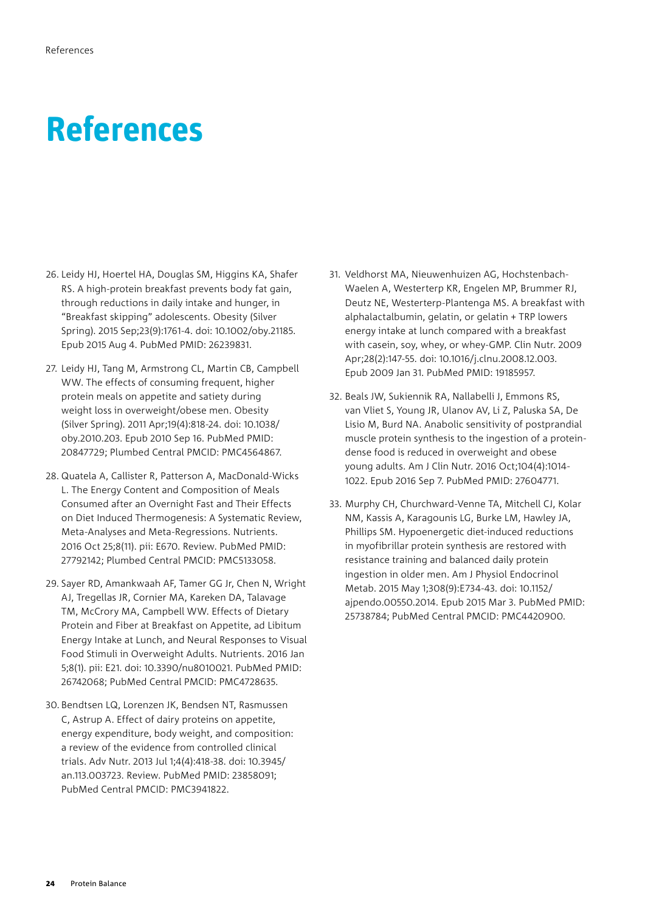# References

26. Leidy HJ, Hoertel HA, Douglas SM, Higgins KA, Shafer RS. A high-protein breakfast prevents body fat gain, through reductions in daily intake and hunger, in "Breakfast skipping" adolescents. Obesity (Silver Spring). 2015 Sep;23(9):1761-4. doi: 10.1002/oby.21185. Epub 2015 Aug 4. PubMed PMID: 26239831.

27. Leidy HJ, Tang M, Armstrong CL, Martin CB, Campbell WW. The effects of consuming frequent, higher protein meals on appetite and satiety during weight loss in overweight/obese men. Obesity (Silver Spring). 2011 Apr;19(4):818-24. doi: 10.1038/oby.2010.203. Epub 2010 Sep 16. PubMed PMID: 20847729; Plumbed Central PMCID: PMC4564867.

28. Quatela A, Callister R, Patterson A, MacDonald-Wicks L. The Energy Content and Composition of Meals Consumed after an Overnight Fast and Their Effects on Diet Induced Thermogenesis: A Systematic Review, Meta-Analyses and Meta-Regressions. Nutrients. 2016 Oct 25;8(11). pii: E670. Review. PubMed PMID: 27792142; Plumbed Central PMCID: PMC5133058.

29. Sayer RD, Amankwaah AF, Tamer GG Jr, Chen N, Wright AJ, Tregellas JR, Cornier MA, Kareken DA, Talavage TM, McCrory MA, Campbell WW. Effects of Dietary Protein and Fiber at Breakfast on Appetite, ad Libitum Energy Intake at Lunch, and Neural Responses to Visual Food Stimuli in Overweight Adults. Nutrients. 2016 Jan 5;8(1). pii: E21. doi: 10.3390/nu8010021. PubMed PMID: 26742068; PubMed Central PMCID: PMC4728635.

30. Bendtsen LQ, Lorenzen JK, Bendsen NT, Rasmussen C, Astrup A. Effect of dairy proteins on appetite, energy expenditure, body weight, and composition: a review of the evidence from controlled clinical trials. Adv Nutr. 2013 Jul 1;4(4):418-38. doi: 10.3945/an.113.003723. Review. PubMed PMID: 23858091; PubMed Central PMCID: PMC3941822.

31. Veldhorst MA, Nieuwenhuizen AG, Hochstenbach-Waelen A, Westerterp KR, Engelen MP, Brummer RJ, Deutz NE, Westerterp-Plantenga MS. A breakfast with alphalactalbumin, gelatin, or gelatin + TRP lowers energy intake at lunch compared with a breakfast with casein, soy, whey, or whey-GMP. Clin Nutr. 2009 Apr;28(2):147-55. doi: 10.1016/j.clnu.2008.12.003. Epub 2009 Jan 31. PubMed PMID: 19185957.

32. Beals JW, Sukiennik RA, Nallabelli J, Emmons RS, van Vliet S, Young JR, Ulanov AV, Li Z, Paluska SA, De Lisio M, Burd NA. Anabolic sensitivity of postprandial muscle protein synthesis to the ingestion of a protein-dense food is reduced in overweight and obese young adults. Am J Clin Nutr. 2016 Oct;104(4):1014-1022. Epub 2016 Sep 7. PubMed PMID: 27604771.

33. Murphy CH, Churchward-Venne TA, Mitchell CJ, Kolar NM, Kassis A, Karagounis LG, Burke LM, Hawley JA, Phillips SM. Hypoenergetic diet-induced reductions in myofibrillar protein synthesis are restored with resistance training and balanced daily protein ingestion in older men. Am J Physiol Endocrinol Metab. 2015 May 1;308(9):E734-43. doi: 10.1152/ajpendo.00550.2014. Epub 2015 Mar 3. PubMed PMID: 25738784; PubMed Central PMCID: PMC4420900.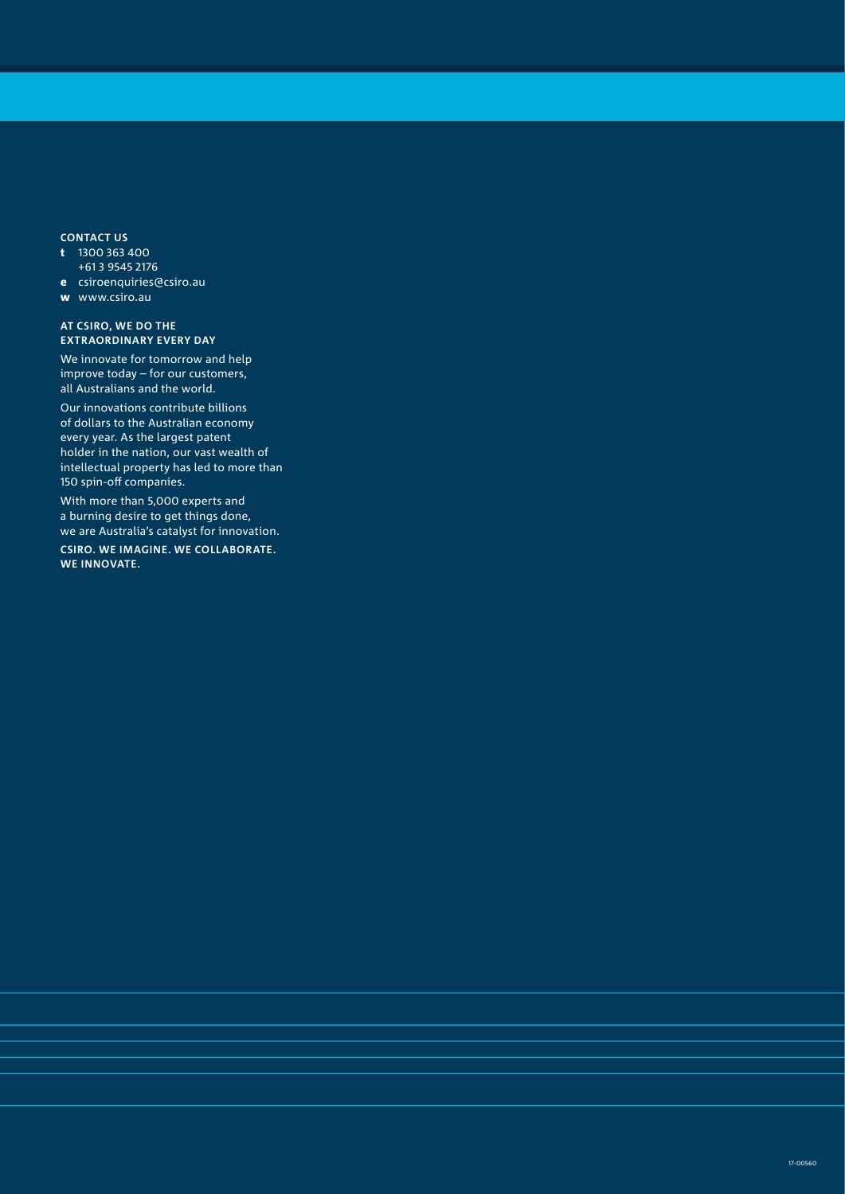**CONTACT US**

**t** 1300 363 400
+61 3 9545 2176

**e** csiroenquiries@csiro.au

**w** www.csiro.au

**AT CSIRO, WE DO THE EXTRAORDINARY EVERY DAY**

We innovate for tomorrow and help improve today – for our customers, all Australians and the world.

Our innovations contribute billions of dollars to the Australian economy every year. As the largest patent holder in the nation, our vast wealth of intellectual property has led to more than 150 spin-off companies.

With more than 5,000 experts and a burning desire to get things done, we are Australia's catalyst for innovation.

**CSIRO. WE IMAGINE. WE COLLABORATE. WE INNOVATE.**

17-00560